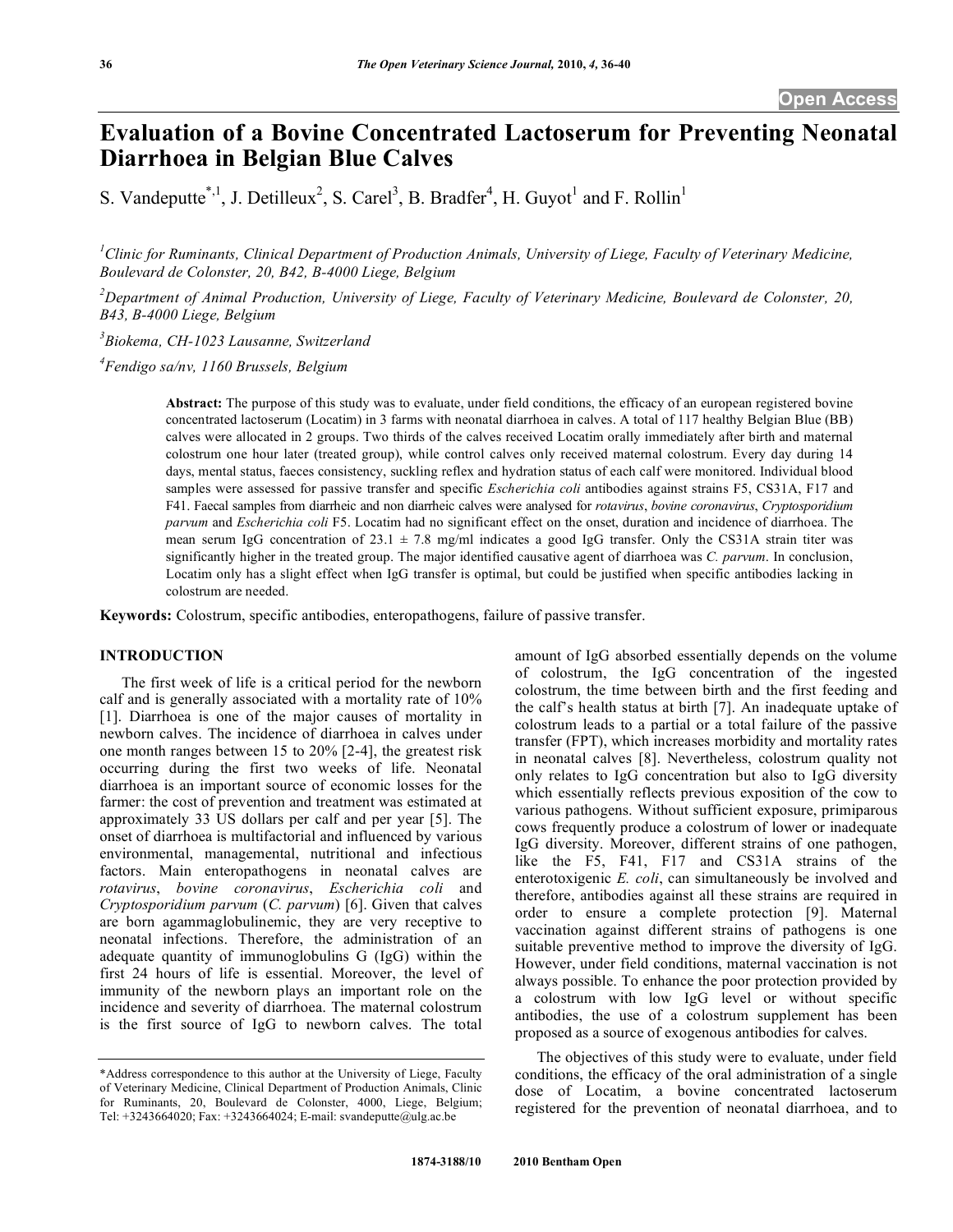Open Access

# Evaluation of a Bovine Concentrated Lactoserum for Preventing Neonatal Diarrhoea in Belgian Blue Calves

S. Vandeputte[*,1], J. Detilleux[2], S. Carel[3], B. Bradfer[4], H. Guyot[1] and F. Rollin[1]

[1]Clinic for Ruminants, Clinical Department of Production Animals, University of Liege, Faculty of Veterinary Medicine, Boulevard de Colonster, 20, B42, B-4000 Liege, Belgium

[2]Department of Animal Production, University of Liege, Faculty of Veterinary Medicine, Boulevard de Colonster, 20, B43, B-4000 Liege, Belgium

[3]Biokema, CH-1023 Lausanne, Switzerland

[4]Fendigo sa/nv, 1160 Brussels, Belgium

**Abstract:** The purpose of this study was to evaluate, under field conditions, the efficacy of an european registered bovine concentrated lactoserum (Locatim) in 3 farms with neonatal diarrhoea in calves. A total of 117 healthy Belgian Blue (BB) calves were allocated in 2 groups. Two thirds of the calves received Locatim orally immediately after birth and maternal colostrum one hour later (treated group), while control calves only received maternal colostrum. Every day during 14 days, mental status, faeces consistency, suckling reflex and hydration status of each calf were monitored. Individual blood samples were assessed for passive transfer and specific *Escherichia coli* antibodies against strains F5, CS31A, F17 and F41. Faecal samples from diarrheic and non diarrheic calves were analysed for *rotavirus*, *bovine coronavirus*, *Cryptosporidium parvum* and *Escherichia coli* F5. Locatim had no significant effect on the onset, duration and incidence of diarrhoea. The mean serum IgG concentration of 23.1 ± 7.8 mg/ml indicates a good IgG transfer. Only the CS31A strain titer was significantly higher in the treated group. The major identified causative agent of diarrhoea was *C. parvum*. In conclusion, Locatim only has a slight effect when IgG transfer is optimal, but could be justified when specific antibodies lacking in colostrum are needed.

**Keywords:** Colostrum, specific antibodies, enteropathogens, failure of passive transfer.

## INTRODUCTION

The first week of life is a critical period for the newborn calf and is generally associated with a mortality rate of 10% [1]. Diarrhoea is one of the major causes of mortality in newborn calves. The incidence of diarrhoea in calves under one month ranges between 15 to 20% [2-4], the greatest risk occurring during the first two weeks of life. Neonatal diarrhoea is an important source of economic losses for the farmer: the cost of prevention and treatment was estimated at approximately 33 US dollars per calf and per year [5]. The onset of diarrhoea is multifactorial and influenced by various environmental, managemental, nutritional and infectious factors. Main enteropathogens in neonatal calves are *rotavirus*, *bovine coronavirus*, *Escherichia coli* and *Cryptosporidium parvum* (*C. parvum*) [6]. Given that calves are born agammaglobulinemic, they are very receptive to neonatal infections. Therefore, the administration of an adequate quantity of immunoglobulins G (IgG) within the first 24 hours of life is essential. Moreover, the level of immunity of the newborn plays an important role on the incidence and severity of diarrhoea. The maternal colostrum is the first source of IgG to newborn calves. The total amount of IgG absorbed essentially depends on the volume of colostrum, the IgG concentration of the ingested colostrum, the time between birth and the first feeding and the calf's health status at birth [7]. An inadequate uptake of colostrum leads to a partial or a total failure of the passive transfer (FPT), which increases morbidity and mortality rates in neonatal calves [8]. Nevertheless, colostrum quality not only relates to IgG concentration but also to IgG diversity which essentially reflects previous exposition of the cow to various pathogens. Without sufficient exposure, primiparous cows frequently produce a colostrum of lower or inadequate IgG diversity. Moreover, different strains of one pathogen, like the F5, F41, F17 and CS31A strains of the enterotoxigenic *E. coli*, can simultaneously be involved and therefore, antibodies against all these strains are required in order to ensure a complete protection [9]. Maternal vaccination against different strains of pathogens is one suitable preventive method to improve the diversity of IgG. However, under field conditions, maternal vaccination is not always possible. To enhance the poor protection provided by a colostrum with low IgG level or without specific antibodies, the use of a colostrum supplement has been proposed as a source of exogenous antibodies for calves.

The objectives of this study were to evaluate, under field conditions, the efficacy of the oral administration of a single dose of Locatim, a bovine concentrated lactoserum registered for the prevention of neonatal diarrhoea, and to

*Address correspondence to this author at the University of Liege, Faculty of Veterinary Medicine, Clinical Department of Production Animals, Clinic for Ruminants, 20, Boulevard de Colonster, 4000, Liege, Belgium; Tel: +3243664020; Fax: +3243664024; E-mail: svandeputte@ulg.ac.be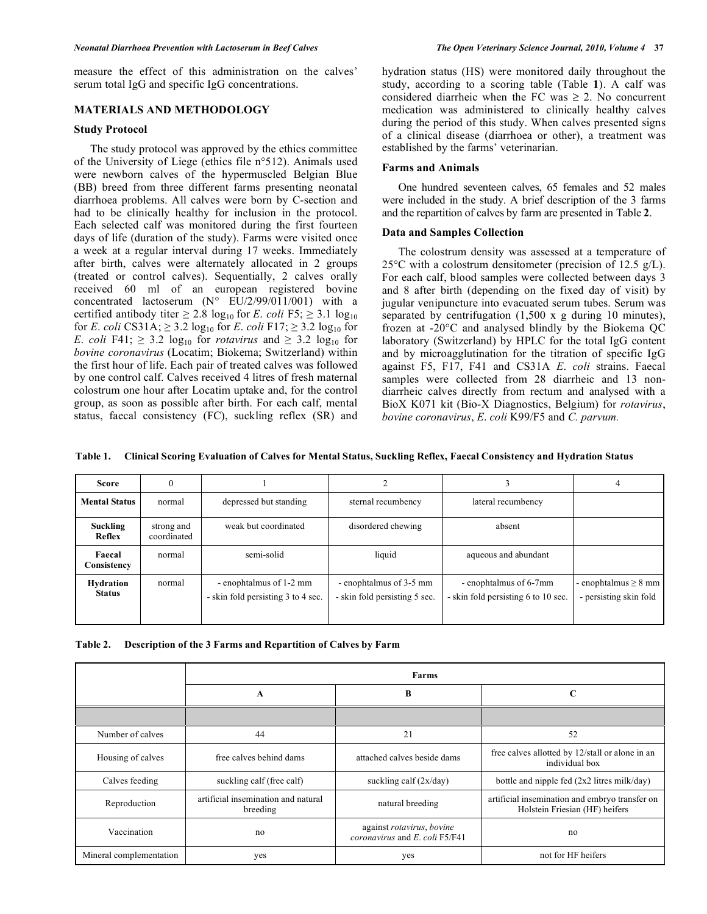measure the effect of this administration on the calves' serum total IgG and specific IgG concentrations.

## MATERIALS AND METHODOLOGY

### Study Protocol

The study protocol was approved by the ethics committee of the University of Liege (ethics file n°512). Animals used were newborn calves of the hypermuscled Belgian Blue (BB) breed from three different farms presenting neonatal diarrhoea problems. All calves were born by C-section and had to be clinically healthy for inclusion in the protocol. Each selected calf was monitored during the first fourteen days of life (duration of the study). Farms were visited once a week at a regular interval during 17 weeks. Immediately after birth, calves were alternately allocated in 2 groups (treated or control calves). Sequentially, 2 calves orally received 60 ml of an european registered bovine concentrated lactoserum (N° EU/2/99/011/001) with a certified antibody titer $\geq 2.8 \log_{10}$ for *E. coli* F5; $\geq 3.1 \log_{10}$ for *E. coli* CS31A; $\geq 3.2 \log_{10}$ for *E. coli* F17; $\geq 3.2 \log_{10}$ for *E. coli* F41; $\geq 3.2 \log_{10}$ for *rotavirus* and $\geq 3.2 \log_{10}$ for *bovine coronavirus* (Locatim; Biokema; Switzerland) within the first hour of life. Each pair of treated calves was followed by one control calf. Calves received 4 litres of fresh maternal colostrum one hour after Locatim uptake and, for the control group, as soon as possible after birth. For each calf, mental status, faecal consistency (FC), suckling reflex (SR) and hydration status (HS) were monitored daily throughout the study, according to a scoring table (Table **1**). A calf was considered diarrheic when the FC was $\geq 2$. No concurrent medication was administered to clinically healthy calves during the period of this study. When calves presented signs of a clinical disease (diarrhoea or other), a treatment was established by the farms' veterinarian.

### Farms and Animals

One hundred seventeen calves, 65 females and 52 males were included in the study. A brief description of the 3 farms and the repartition of calves by farm are presented in Table **2**.

### Data and Samples Collection

The colostrum density was assessed at a temperature of 25°C with a colostrum densitometer (precision of 12.5 g/L). For each calf, blood samples were collected between days 3 and 8 after birth (depending on the fixed day of visit) by jugular venipuncture into evacuated serum tubes. Serum was separated by centrifugation (1,500 x g during 10 minutes), frozen at -20°C and analysed blindly by the Biokema QC laboratory (Switzerland) by HPLC for the total IgG content and by microagglutination for the titration of specific IgG against F5, F17, F41 and CS31A *E. coli* strains. Faecal samples were collected from 28 diarrheic and 13 non-diarrheic calves directly from rectum and analysed with a BioX K071 kit (Bio-X Diagnostics, Belgium) for *rotavirus*, *bovine coronavirus*, *E. coli* K99/F5 and *C. parvum*.

**Table 1. Clinical Scoring Evaluation of Calves for Mental Status, Suckling Reflex, Faecal Consistency and Hydration Status**

| Score | 0 | 1 | 2 | 3 | 4 |
|---|---|---|---|---|---|
| **Mental Status** | normal | depressed but standing | sternal recumbency | lateral recumbency | |
| **Suckling Reflex** | strong and coordinated | weak but coordinated | disordered chewing | absent | |
| **Faecal Consistency** | normal | semi-solid | liquid | aqueous and abundant | |
| **Hydration Status** | normal | - enophtalmus of 1-2 mm<br>- skin fold persisting 3 to 4 sec. | - enophtalmus of 3-5 mm<br>- skin fold persisting 5 sec. | - enophtalmus of 6-7mm<br>- skin fold persisting 6 to 10 sec. | - enophtalmus $\geq 8$ mm<br>- persisting skin fold |

**Table 2. Description of the 3 Farms and Repartition of Calves by Farm**

| | Farms | | |
|---|---|---|---|
| | A | B | C |
| Number of calves | 44 | 21 | 52 |
| Housing of calves | free calves behind dams | attached calves beside dams | free calves allotted by 12/stall or alone in an individual box |
| Calves feeding | suckling calf (free calf) | suckling calf (2x/day) | bottle and nipple fed (2x2 litres milk/day) |
| Reproduction | artificial insemination and natural breeding | natural breeding | artificial insemination and embryo transfer on Holstein Friesian (HF) heifers |
| Vaccination | no | against *rotavirus*, *bovine coronavirus* and *E. coli* F5/F41 | no |
| Mineral complementation | yes | yes | not for HF heifers |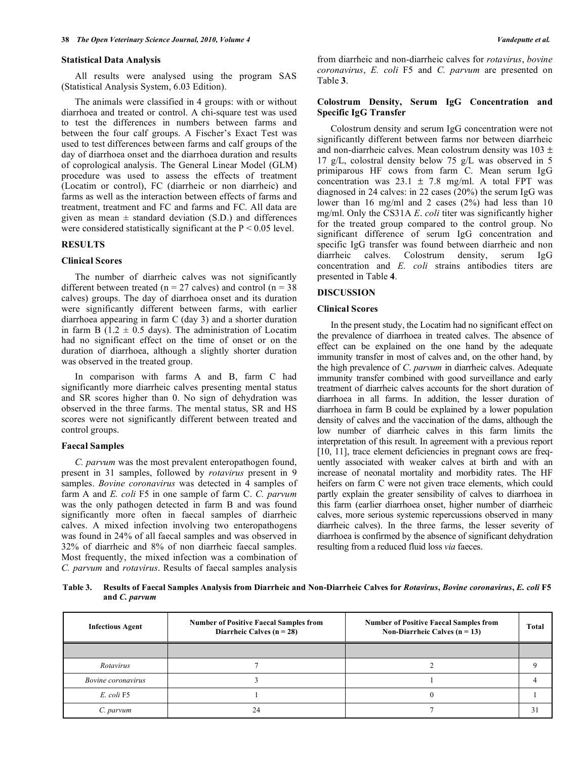### Statistical Data Analysis

All results were analysed using the program SAS (Statistical Analysis System, 6.03 Edition).

The animals were classified in 4 groups: with or without diarrhoea and treated or control. A chi-square test was used to test the differences in numbers between farms and between the four calf groups. A Fischer's Exact Test was used to test differences between farms and calf groups of the day of diarrhoea onset and the diarrhoea duration and results of coprological analysis. The General Linear Model (GLM) procedure was used to assess the effects of treatment (Locatim or control), FC (diarrheic or non diarrheic) and farms as well as the interaction between effects of farms and treatment, treatment and FC and farms and FC. All data are given as mean ± standard deviation (S.D.) and differences were considered statistically significant at the $P < 0.05$ level.

## RESULTS

### Clinical Scores

The number of diarrheic calves was not significantly different between treated (n = 27 calves) and control (n = 38 calves) groups. The day of diarrhoea onset and its duration were significantly different between farms, with earlier diarrhoea appearing in farm C (day 3) and a shorter duration in farm B (1.2 ± 0.5 days). The administration of Locatim had no significant effect on the time of onset or on the duration of diarrhoea, although a slightly shorter duration was observed in the treated group.

In comparison with farms A and B, farm C had significantly more diarrheic calves presenting mental status and SR scores higher than 0. No sign of dehydration was observed in the three farms. The mental status, SR and HS scores were not significantly different between treated and control groups.

### Faecal Samples

*C. parvum* was the most prevalent enteropathogen found, present in 31 samples, followed by *rotavirus* present in 9 samples. *Bovine coronavirus* was detected in 4 samples of farm A and *E. coli* F5 in one sample of farm C. *C. parvum* was the only pathogen detected in farm B and was found significantly more often in faecal samples of diarrheic calves. A mixed infection involving two enteropathogens was found in 24% of all faecal samples and was observed in 32% of diarrheic and 8% of non diarrheic faecal samples. Most frequently, the mixed infection was a combination of *C. parvum* and *rotavirus*. Results of faecal samples analysis from diarrheic and non-diarrheic calves for *rotavirus*, *bovine coronavirus*, *E. coli* F5 and *C. parvum* are presented on Table **3**.

### Colostrum Density, Serum IgG Concentration and Specific IgG Transfer

Colostrum density and serum IgG concentration were not significantly different between farms nor between diarrheic and non-diarrheic calves. Mean colostrum density was 103 ± 17 g/L, colostral density below 75 g/L was observed in 5 primiparous HF cows from farm C. Mean serum IgG concentration was 23.1 ± 7.8 mg/ml. A total FPT was diagnosed in 24 calves: in 22 cases (20%) the serum IgG was lower than 16 mg/ml and 2 cases (2%) had less than 10 mg/ml. Only the CS31A *E. coli* titer was significantly higher for the treated group compared to the control group. No significant difference of serum IgG concentration and specific IgG transfer was found between diarrheic and non diarrheic calves. Colostrum density, serum IgG concentration and *E. coli* strains antibodies titers are presented in Table **4**.

## DISCUSSION

### Clinical Scores

In the present study, the Locatim had no significant effect on the prevalence of diarrhoea in treated calves. The absence of effect can be explained on the one hand by the adequate immunity transfer in most of calves and, on the other hand, by the high prevalence of *C. parvum* in diarrheic calves. Adequate immunity transfer combined with good surveillance and early treatment of diarrheic calves accounts for the short duration of diarrhoea in all farms. In addition, the lesser duration of diarrhoea in farm B could be explained by a lower population density of calves and the vaccination of the dams, although the low number of diarrheic calves in this farm limits the interpretation of this result. In agreement with a previous report [10, 11], trace element deficiencies in pregnant cows are frequently associated with weaker calves at birth and with an increase of neonatal mortality and morbidity rates. The HF heifers on farm C were not given trace elements, which could partly explain the greater sensibility of calves to diarrhoea in this farm (earlier diarrhoea onset, higher number of diarrheic calves, more serious systemic repercussions observed in many diarrheic calves). In the three farms, the lesser severity of diarrhoea is confirmed by the absence of significant dehydration resulting from a reduced fluid loss *via* faeces.

**Table 3. Results of Faecal Samples Analysis from Diarrheic and Non-Diarrheic Calves for *Rotavirus*, *Bovine coronavirus*, *E. coli* F5 and *C. parvum***

| Infectious Agent | Number of Positive Faecal Samples from Diarrheic Calves (n = 28) | Number of Positive Faecal Samples from Non-Diarrheic Calves (n = 13) | Total |
|---|---|---|---|
| | | | |
| *Rotavirus* | 7 | 2 | 9 |
| *Bovine coronavirus* | 3 | 1 | 4 |
| *E. coli* F5 | 1 | 0 | 1 |
| *C. parvum* | 24 | 7 | 31 |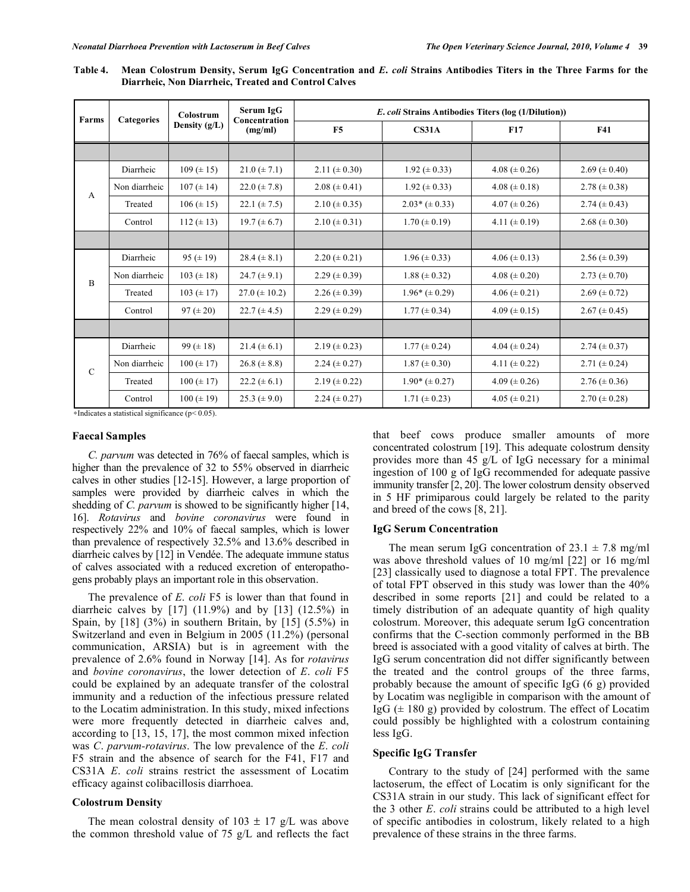**Table 4. Mean Colostrum Density, Serum IgG Concentration and *E. coli* Strains Antibodies Titers in the Three Farms for the Diarrheic, Non Diarrheic, Treated and Control Calves**

| Farms | Categories | Colostrum Density (g/L) | Serum IgG Concentration (mg/ml) | *E. coli* Strains Antibodies Titers (log (1/Dilution)) | | | |
|---|---|---|---|---|---|---|---|
| | | | | F5 | CS31A | F17 | F41 |
| A | Diarrheic | 109 (± 15) | 21.0 (± 7.1) | 2.11 (± 0.30) | 1.92 (± 0.33) | 4.08 (± 0.26) | 2.69 (± 0.40) |
| | Non diarrheic | 107 (± 14) | 22.0 (± 7.8) | 2.08 (± 0.41) | 1.92 (± 0.33) | 4.08 (± 0.18) | 2.78 (± 0.38) |
| | Treated | 106 (± 15) | 22.1 (± 7.5) | 2.10 (± 0.35) | 2.03* (± 0.33) | 4.07 (± 0.26) | 2.74 (± 0.43) |
| | Control | 112 (± 13) | 19.7 (± 6.7) | 2.10 (± 0.31) | 1.70 (± 0.19) | 4.11 (± 0.19) | 2.68 (± 0.30) |
| B | Diarrheic | 95 (± 19) | 28.4 (± 8.1) | 2.20 (± 0.21) | 1.96 (± 0.33) | 4.06 (± 0.13) | 2.56 (± 0.39) |
| | Non diarrheic | 103 (± 18) | 24.7 (± 9.1) | 2.29 (± 0.39) | 1.88 (± 0.32) | 4.08 (± 0.20) | 2.73 (± 0.70) |
| | Treated | 103 (± 17) | 27.0 (± 10.2) | 2.26 (± 0.39) | 1.96* (± 0.29) | 4.06 (± 0.21) | 2.69 (± 0.72) |
| | Control | 97 (± 20) | 22.7 (± 4.5) | 2.29 (± 0.29) | 1.77 (± 0.34) | 4.09 (± 0.15) | 2.67 (± 0.45) |
| C | Diarrheic | 99 (± 18) | 21.4 (± 6.1) | 2.19 (± 0.23) | 1.77 (± 0.24) | 4.04 (± 0.24) | 2.74 (± 0.37) |
| | Non diarrheic | 100 (± 17) | 26.8 (± 8.8) | 2.24 (± 0.27) | 1.87 (± 0.30) | 4.11 (± 0.22) | 2.71 (± 0.24) |
| | Treated | 100 (± 17) | 22.2 (± 6.1) | 2.19 (± 0.22) | 1.90* (± 0.27) | 4.09 (± 0.26) | 2.76 (± 0.36) |
| | Control | 100 (± 19) | 25.3 (± 9.0) | 2.24 (± 0.27) | 1.71 (± 0.23) | 4.05 (± 0.21) | 2.70 (± 0.28) |

*Indicates a statistical significance ($p < 0.05$).

### Faecal Samples

*C. parvum* was detected in 76% of faecal samples, which is higher than the prevalence of 32 to 55% observed in diarrheic calves in other studies [12-15]. However, a large proportion of samples were provided by diarrheic calves in which the shedding of *C. parvum* is showed to be significantly higher [14, 16]. *Rotavirus* and *bovine coronavirus* were found in respectively 22% and 10% of faecal samples, which is lower than prevalence of respectively 32.5% and 13.6% described in diarrheic calves by [12] in Vendée. The adequate immune status of calves associated with a reduced excretion of enteropathogens probably plays an important role in this observation.

The prevalence of *E. coli* F5 is lower than that found in diarrheic calves by [17] (11.9%) and by [13] (12.5%) in Spain, by [18] (3%) in southern Britain, by [15] (5.5%) in Switzerland and even in Belgium in 2005 (11.2%) (personal communication, ARSIA) but is in agreement with the prevalence of 2.6% found in Norway [14]. As for *rotavirus* and *bovine coronavirus*, the lower detection of *E. coli* F5 could be explained by an adequate transfer of the colostral immunity and a reduction of the infectious pressure related to the Locatim administration. In this study, mixed infections were more frequently detected in diarrheic calves and, according to [13, 15, 17], the most common mixed infection was *C. parvum*-*rotavirus*. The low prevalence of the *E. coli* F5 strain and the absence of search for the F41, F17 and CS31A *E. coli* strains restrict the assessment of Locatim efficacy against colibacillosis diarrhoea.

### Colostrum Density

The mean colostral density of 103 ± 17 g/L was above the common threshold value of 75 g/L and reflects the fact that beef cows produce smaller amounts of more concentrated colostrum [19]. This adequate colostrum density provides more than 45 g/L of IgG necessary for a minimal ingestion of 100 g of IgG recommended for adequate passive immunity transfer [2, 20]. The lower colostrum density observed in 5 HF primiparous could largely be related to the parity and breed of the cows [8, 21].

### IgG Serum Concentration

The mean serum IgG concentration of 23.1 ± 7.8 mg/ml was above threshold values of 10 mg/ml [22] or 16 mg/ml [23] classically used to diagnose a total FPT. The prevalence of total FPT observed in this study was lower than the 40% described in some reports [21] and could be related to a timely distribution of an adequate quantity of high quality colostrum. Moreover, this adequate serum IgG concentration confirms that the C-section commonly performed in the BB breed is associated with a good vitality of calves at birth. The IgG serum concentration did not differ significantly between the treated and the control groups of the three farms, probably because the amount of specific IgG (6 g) provided by Locatim was negligible in comparison with the amount of IgG (± 180 g) provided by colostrum. The effect of Locatim could possibly be highlighted with a colostrum containing less IgG.

### Specific IgG Transfer

Contrary to the study of [24] performed with the same lactoserum, the effect of Locatim is only significant for the CS31A strain in our study. This lack of significant effect for the 3 other *E. coli* strains could be attributed to a high level of specific antibodies in colostrum, likely related to a high prevalence of these strains in the three farms.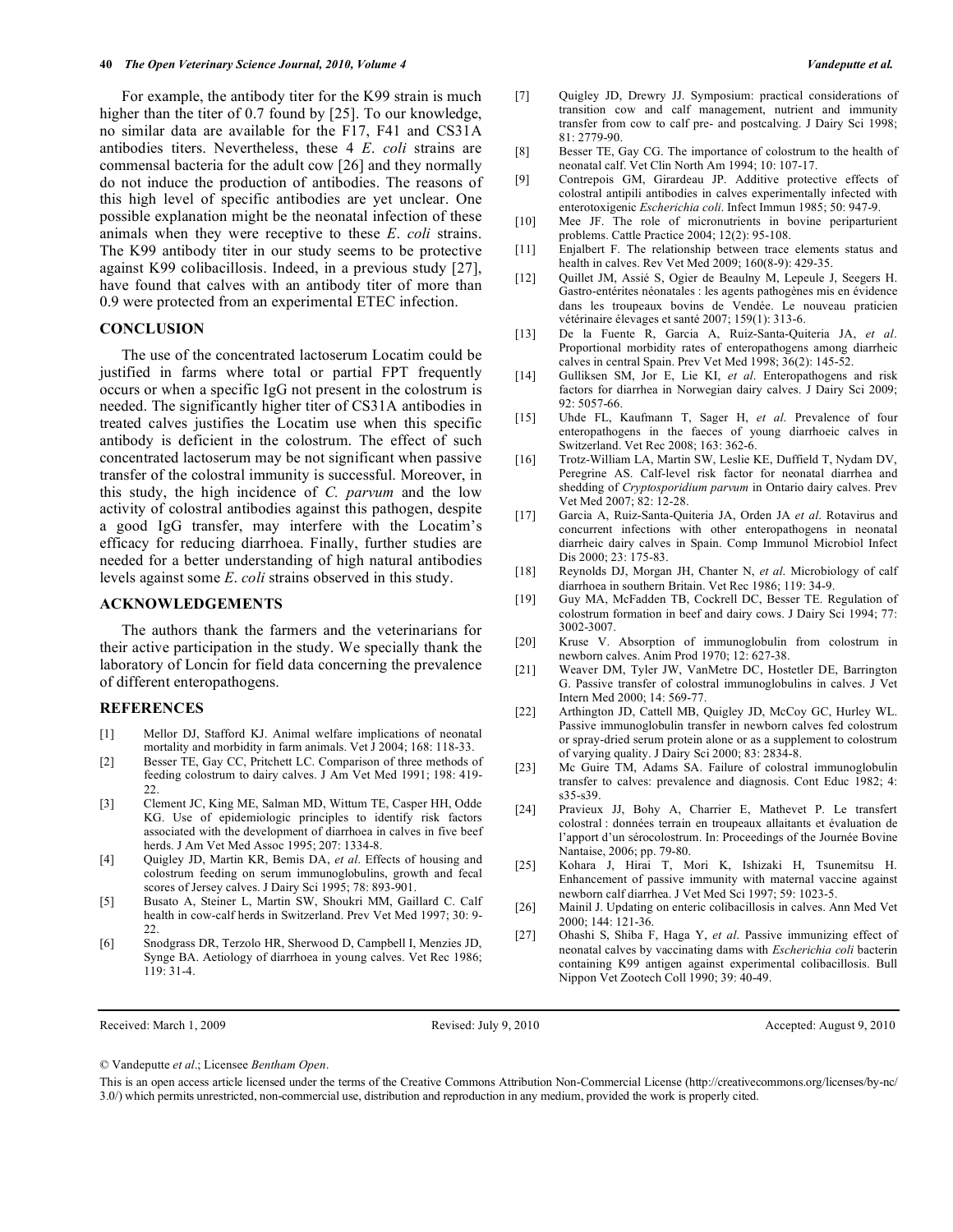For example, the antibody titer for the K99 strain is much higher than the titer of 0.7 found by [25]. To our knowledge, no similar data are available for the F17, F41 and CS31A antibodies titers. Nevertheless, these 4 *E. coli* strains are commensal bacteria for the adult cow [26] and they normally do not induce the production of antibodies. The reasons of this high level of specific antibodies are yet unclear. One possible explanation might be the neonatal infection of these animals when they were receptive to these *E. coli* strains. The K99 antibody titer in our study seems to be protective against K99 colibacillosis. Indeed, in a previous study [27], have found that calves with an antibody titer of more than 0.9 were protected from an experimental ETEC infection.

## CONCLUSION

The use of the concentrated lactoserum Locatim could be justified in farms where total or partial FPT frequently occurs or when a specific IgG not present in the colostrum is needed. The significantly higher titer of CS31A antibodies in treated calves justifies the Locatim use when this specific antibody is deficient in the colostrum. The effect of such concentrated lactoserum may be not significant when passive transfer of the colostral immunity is successful. Moreover, in this study, the high incidence of *C. parvum* and the low activity of colostral antibodies against this pathogen, despite a good IgG transfer, may interfere with the Locatim's efficacy for reducing diarrhoea. Finally, further studies are needed for a better understanding of high natural antibodies levels against some *E. coli* strains observed in this study.

## ACKNOWLEDGEMENTS

The authors thank the farmers and the veterinarians for their active participation in the study. We specially thank the laboratory of Loncin for field data concerning the prevalence of different enteropathogens.

## REFERENCES

[1] Mellor DJ, Stafford KJ. Animal welfare implications of neonatal mortality and morbidity in farm animals. Vet J 2004; 168: 118-33.

[2] Besser TE, Gay CC, Pritchett LC. Comparison of three methods of feeding colostrum to dairy calves. J Am Vet Med 1991; 198: 419-22.

[3] Clement JC, King ME, Salman MD, Wittum TE, Casper HH, Odde KG. Use of epidemiologic principles to identify risk factors associated with the development of diarrhoea in calves in five beef herds. J Am Vet Med Assoc 1995; 207: 1334-8.

[4] Quigley JD, Martin KR, Bemis DA, *et al*. Effects of housing and colostrum feeding on serum immunoglobulins, growth and fecal scores of Jersey calves. J Dairy Sci 1995; 78: 893-901.

[5] Busato A, Steiner L, Martin SW, Shoukri MM, Gaillard C. Calf health in cow-calf herds in Switzerland. Prev Vet Med 1997; 30: 9-22.

[6] Snodgrass DR, Terzolo HR, Sherwood D, Campbell I, Menzies JD, Synge BA. Aetiology of diarrhoea in young calves. Vet Rec 1986; 119: 31-4.

[7] Quigley JD, Drewry JJ. Symposium: practical considerations of transition cow and calf management, nutrient and immunity transfer from cow to calf pre- and postcalving. J Dairy Sci 1998; 81: 2779-90.

[8] Besser TE, Gay CG. The importance of colostrum to the health of neonatal calf. Vet Clin North Am 1994; 10: 107-17.

[9] Contrepois GM, Girardeau JP. Additive protective effects of colostral antipili antibodies in calves experimentally infected with enterotoxigenic *Escherichia coli*. Infect Immun 1985; 50: 947-9.

[10] Mee JF. The role of micronutrients in bovine periparturient problems. Cattle Practice 2004; 12(2): 95-108.

[11] Enjalbert F. The relationship between trace elements status and health in calves. Rev Vet Med 2009; 160(8-9): 429-35.

[12] Quillet JM, Assié S, Ogier de Beaulny M, Lepeule J, Seegers H. Gastro-entérites néonatales : les agents pathogènes mis en évidence dans les troupeaux bovins de Vendée. Le nouveau praticien vétérinaire élevages et santé 2007; 159(1): 313-6.

[13] De la Fuente R, Garcia A, Ruiz-Santa-Quiteria JA, *et al*. Proportional morbidity rates of enteropathogens among diarrheic calves in central Spain. Prev Vet Med 1998; 36(2): 145-52.

[14] Gulliksen SM, Jor E, Lie KI, *et al*. Enteropathogens and risk factors for diarrhea in Norwegian dairy calves. J Dairy Sci 2009; 92: 5057-66.

[15] Uhde FL, Kaufmann T, Sager H, *et al*. Prevalence of four enteropathogens in the faeces of young diarrhoeic calves in Switzerland. Vet Rec 2008; 163: 362-6.

[16] Trotz-William LA, Martin SW, Leslie KE, Duffield T, Nydam DV, Peregrine AS. Calf-level risk factor for neonatal diarrhea and shedding of *Cryptosporidium parvum* in Ontario dairy calves. Prev Vet Med 2007; 82: 12-28.

[17] Garcia A, Ruiz-Santa-Quiteria JA, Orden JA *et al*. Rotavirus and concurrent infections with other enteropathogens in neonatal diarrheic dairy calves in Spain. Comp Immunol Microbiol Infect Dis 2000; 23: 175-83.

[18] Reynolds DJ, Morgan JH, Chanter N, *et al*. Microbiology of calf diarrhoea in southern Britain. Vet Rec 1986; 119: 34-9.

[19] Guy MA, McFadden TB, Cockrell DC, Besser TE. Regulation of colostrum formation in beef and dairy cows. J Dairy Sci 1994; 77: 3002-3007.

[20] Kruse V. Absorption of immunoglobulin from colostrum in newborn calves. Anim Prod 1970; 12: 627-38.

[21] Weaver DM, Tyler JW, VanMetre DC, Hostetler DE, Barrington G. Passive transfer of colostral immunoglobulins in calves. J Vet Intern Med 2000; 14: 569-77.

[22] Arthington JD, Cattell MB, Quigley JD, McCoy GC, Hurley WL. Passive immunoglobulin transfer in newborn calves fed colostrum or spray-dried serum protein alone or as a supplement to colostrum of varying quality. J Dairy Sci 2000; 83: 2834-8.

[23] Mc Guire TM, Adams SA. Failure of colostral immunoglobulin transfer to calves: prevalence and diagnosis. Cont Educ 1982; 4: s35-s39.

[24] Pravieux JJ, Bohy A, Charrier E, Mathevet P. Le transfert colostral : données terrain en troupeaux allaitants et évaluation de l'apport d'un sérocolostrum. In: Proceedings of the Journée Bovine Nantaise, 2006; pp. 79-80.

[25] Kohara J, Hirai T, Mori K, Ishizaki H, Tsunemitsu H. Enhancement of passive immunity with maternal vaccine against newborn calf diarrhea. J Vet Med Sci 1997; 59: 1023-5.

[26] Mainil J. Updating on enteric colibacillosis in calves. Ann Med Vet 2000; 144: 121-36.

[27] Ohashi S, Shiba F, Haga Y, *et al*. Passive immunizing effect of neonatal calves by vaccinating dams with *Escherichia coli* bacterin containing K99 antigen against experimental colibacillosis. Bull Nippon Vet Zootech Coll 1990; 39: 40-49.

Received: March 1, 2009 Revised: July 9, 2010 Accepted: August 9, 2010

© Vandeputte *et al*.; Licensee *Bentham Open*.

This is an open access article licensed under the terms of the Creative Commons Attribution Non-Commercial License (http://creativecommons.org/licenses/by-nc/3.0/) which permits unrestricted, non-commercial use, distribution and reproduction in any medium, provided the work is properly cited.